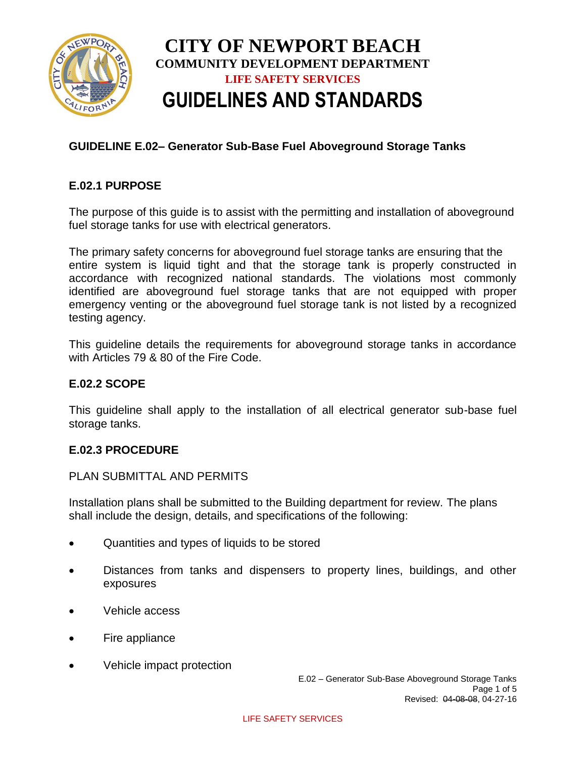# CITY OF NEWPORT BEACH

## COMMUNITY DEVELOPMENT DEPARTMENT

### LIFE SAFETY SERVICES

# GUIDELINES AND STANDARDS

### GUIDELINE E.02– Generator Sub-Base Fuel Aboveground Storage Tanks

### E.02.1 PURPOSE

The purpose of this guide is to assist with the permitting and installation of aboveground fuel storage tanks for use with electrical generators.

The primary safety concerns for aboveground fuel storage tanks are ensuring that the entire system is liquid tight and that the storage tank is properly constructed in accordance with recognized national standards. The violations most commonly identified are aboveground fuel storage tanks that are not equipped with proper emergency venting or the aboveground fuel storage tank is not listed by a recognized testing agency.

This guideline details the requirements for aboveground storage tanks in accordance with Articles 79 & 80 of the Fire Code.

### E.02.2 SCOPE

This guideline shall apply to the installation of all electrical generator sub-base fuel storage tanks.

### E.02.3 PROCEDURE

PLAN SUBMITTAL AND PERMITS

Installation plans shall be submitted to the Building department for review. The plans shall include the design, details, and specifications of the following:

- Quantities and types of liquids to be stored
- Distances from tanks and dispensers to property lines, buildings, and other exposures
- Vehicle access
- Fire appliance
- Vehicle impact protection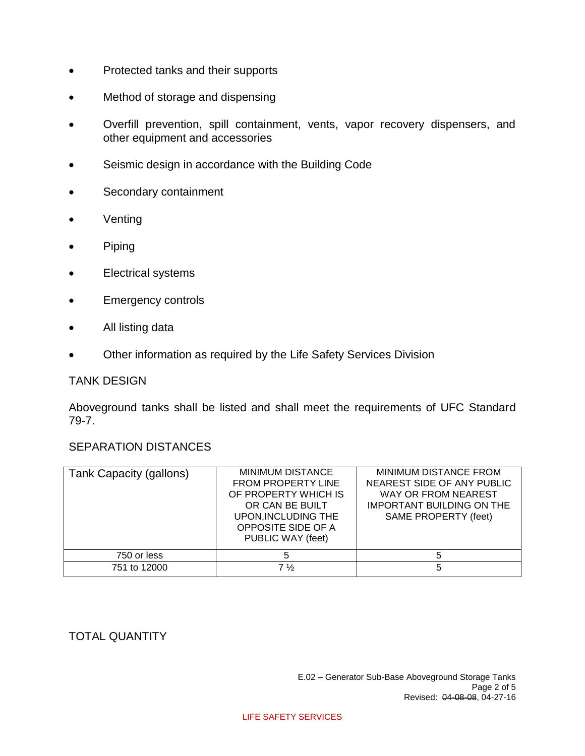- Protected tanks and their supports
- Method of storage and dispensing
- Overfill prevention, spill containment, vents, vapor recovery dispensers, and other equipment and accessories
- Seismic design in accordance with the Building Code
- Secondary containment
- Venting
- Piping
- Electrical systems
- Emergency controls
- All listing data
- Other information as required by the Life Safety Services Division

## TANK DESIGN

Aboveground tanks shall be listed and shall meet the requirements of UFC Standard 79-7.

## SEPARATION DISTANCES

| Tank Capacity (gallons) | MINIMUM DISTANCE FROM PROPERTY LINE OF PROPERTY WHICH IS OR CAN BE BUILT UPON,INCLUDING THE OPPOSITE SIDE OF A PUBLIC WAY (feet) | MINIMUM DISTANCE FROM NEAREST SIDE OF ANY PUBLIC WAY OR FROM NEAREST IMPORTANT BUILDING ON THE SAME PROPERTY (feet) |
|---|---|---|
| 750 or less | 5 | 5 |
| 751 to 12000 | 7 ½ | 5 |

## TOTAL QUANTITY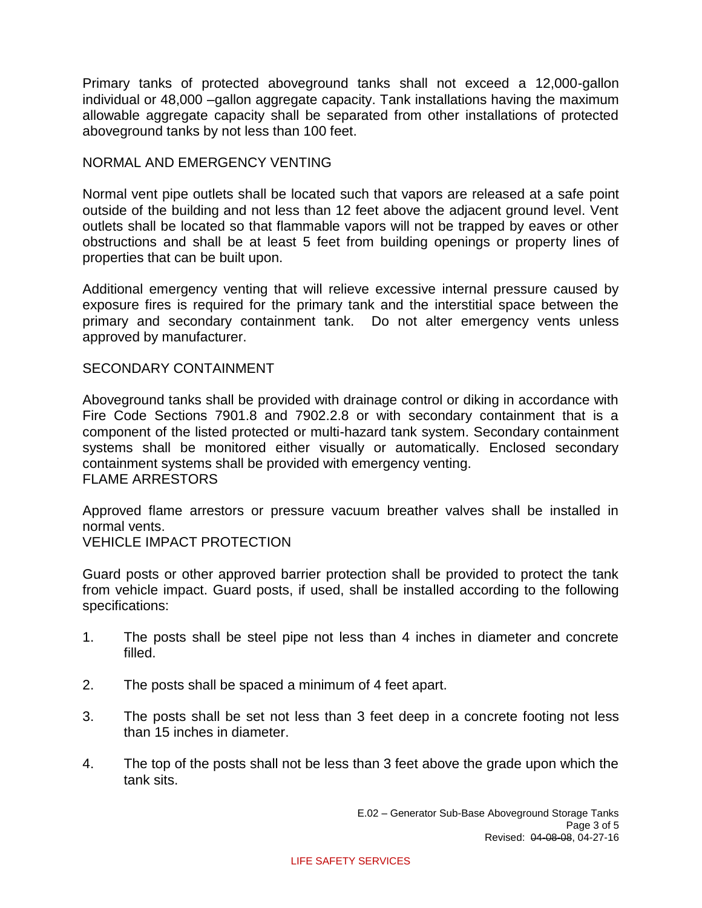Primary tanks of protected aboveground tanks shall not exceed a 12,000-gallon individual or 48,000 –gallon aggregate capacity. Tank installations having the maximum allowable aggregate capacity shall be separated from other installations of protected aboveground tanks by not less than 100 feet.

## NORMAL AND EMERGENCY VENTING

Normal vent pipe outlets shall be located such that vapors are released at a safe point outside of the building and not less than 12 feet above the adjacent ground level. Vent outlets shall be located so that flammable vapors will not be trapped by eaves or other obstructions and shall be at least 5 feet from building openings or property lines of properties that can be built upon.

Additional emergency venting that will relieve excessive internal pressure caused by exposure fires is required for the primary tank and the interstitial space between the primary and secondary containment tank. Do not alter emergency vents unless approved by manufacturer.

## SECONDARY CONTAINMENT

Aboveground tanks shall be provided with drainage control or diking in accordance with Fire Code Sections 7901.8 and 7902.2.8 or with secondary containment that is a component of the listed protected or multi-hazard tank system. Secondary containment systems shall be monitored either visually or automatically. Enclosed secondary containment systems shall be provided with emergency venting.

## FLAME ARRESTORS

Approved flame arrestors or pressure vacuum breather valves shall be installed in normal vents.

## VEHICLE IMPACT PROTECTION

Guard posts or other approved barrier protection shall be provided to protect the tank from vehicle impact. Guard posts, if used, shall be installed according to the following specifications:

1. The posts shall be steel pipe not less than 4 inches in diameter and concrete filled.

2. The posts shall be spaced a minimum of 4 feet apart.

3. The posts shall be set not less than 3 feet deep in a concrete footing not less than 15 inches in diameter.

4. The top of the posts shall not be less than 3 feet above the grade upon which the tank sits.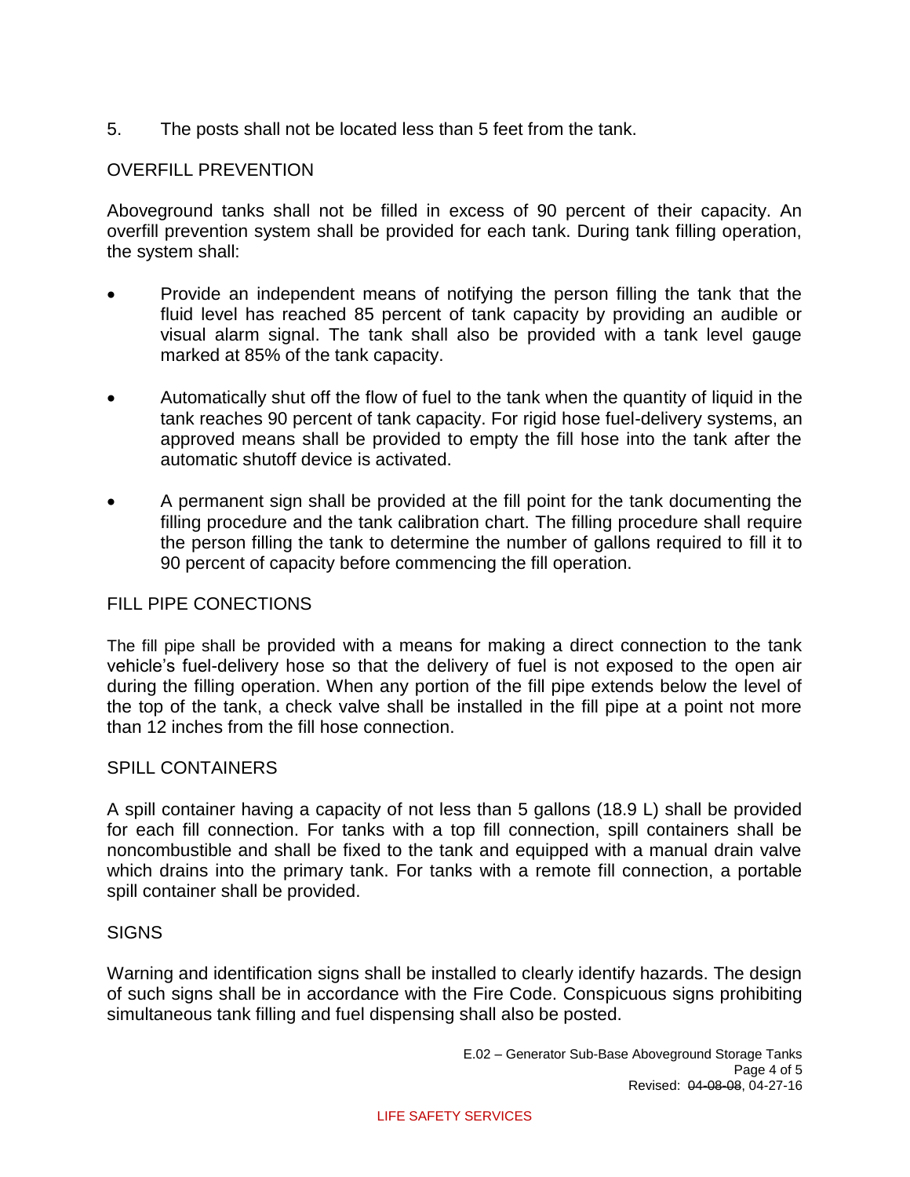5. The posts shall not be located less than 5 feet from the tank.

## OVERFILL PREVENTION

Aboveground tanks shall not be filled in excess of 90 percent of their capacity. An overfill prevention system shall be provided for each tank. During tank filling operation, the system shall:

- Provide an independent means of notifying the person filling the tank that the fluid level has reached 85 percent of tank capacity by providing an audible or visual alarm signal. The tank shall also be provided with a tank level gauge marked at 85% of the tank capacity.
- Automatically shut off the flow of fuel to the tank when the quantity of liquid in the tank reaches 90 percent of tank capacity. For rigid hose fuel-delivery systems, an approved means shall be provided to empty the fill hose into the tank after the automatic shutoff device is activated.
- A permanent sign shall be provided at the fill point for the tank documenting the filling procedure and the tank calibration chart. The filling procedure shall require the person filling the tank to determine the number of gallons required to fill it to 90 percent of capacity before commencing the fill operation.

## FILL PIPE CONECTIONS

The fill pipe shall be provided with a means for making a direct connection to the tank vehicle's fuel-delivery hose so that the delivery of fuel is not exposed to the open air during the filling operation. When any portion of the fill pipe extends below the level of the top of the tank, a check valve shall be installed in the fill pipe at a point not more than 12 inches from the fill hose connection.

## SPILL CONTAINERS

A spill container having a capacity of not less than 5 gallons (18.9 L) shall be provided for each fill connection. For tanks with a top fill connection, spill containers shall be noncombustible and shall be fixed to the tank and equipped with a manual drain valve which drains into the primary tank. For tanks with a remote fill connection, a portable spill container shall be provided.

## SIGNS

Warning and identification signs shall be installed to clearly identify hazards. The design of such signs shall be in accordance with the Fire Code. Conspicuous signs prohibiting simultaneous tank filling and fuel dispensing shall also be posted.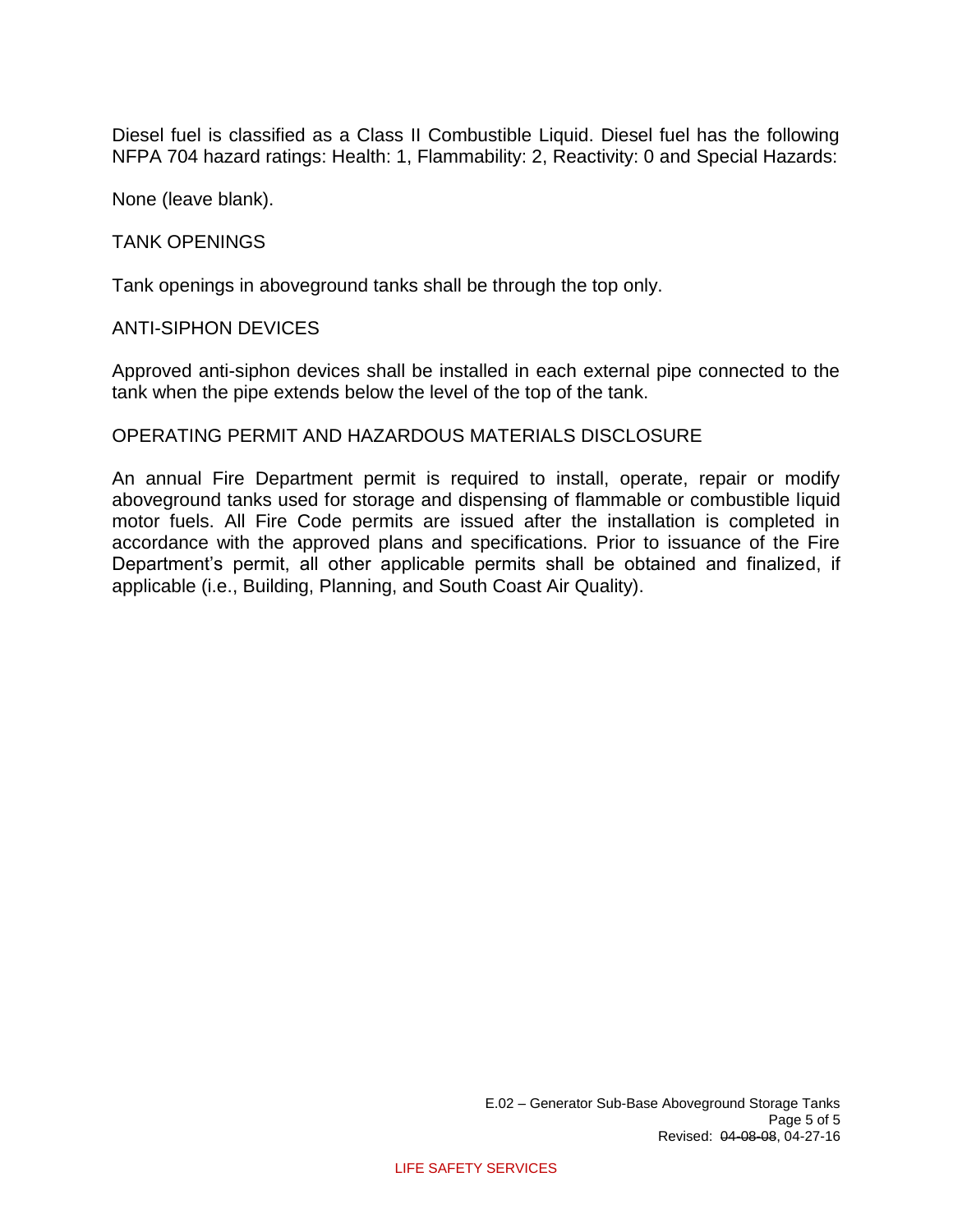Diesel fuel is classified as a Class II Combustible Liquid. Diesel fuel has the following NFPA 704 hazard ratings: Health: 1, Flammability: 2, Reactivity: 0 and Special Hazards:

None (leave blank).

## TANK OPENINGS

Tank openings in aboveground tanks shall be through the top only.

## ANTI-SIPHON DEVICES

Approved anti-siphon devices shall be installed in each external pipe connected to the tank when the pipe extends below the level of the top of the tank.

## OPERATING PERMIT AND HAZARDOUS MATERIALS DISCLOSURE

An annual Fire Department permit is required to install, operate, repair or modify aboveground tanks used for storage and dispensing of flammable or combustible liquid motor fuels. All Fire Code permits are issued after the installation is completed in accordance with the approved plans and specifications. Prior to issuance of the Fire Department's permit, all other applicable permits shall be obtained and finalized, if applicable (i.e., Building, Planning, and South Coast Air Quality).